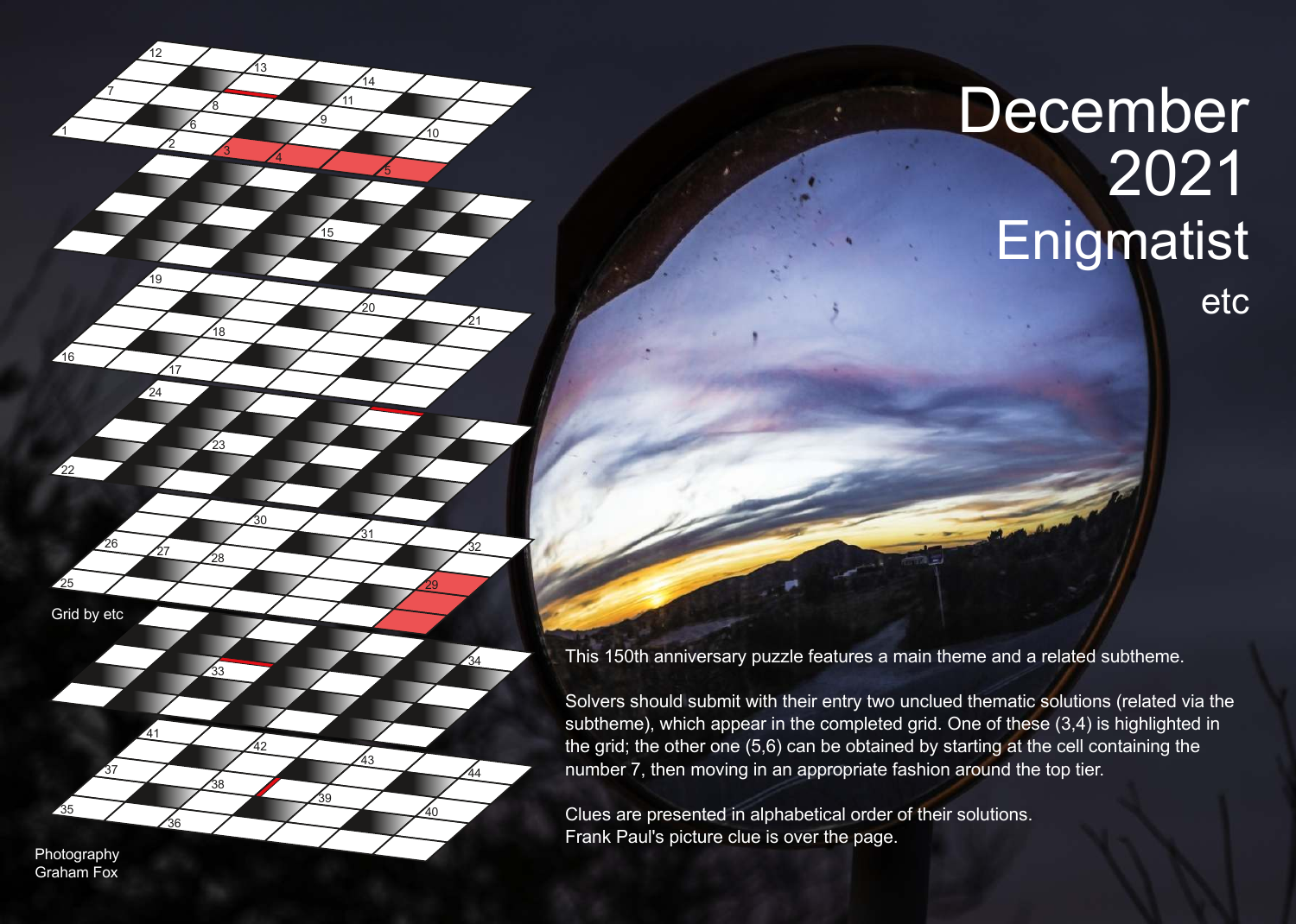# December 2021 Enigmatist

etc

Grid by etc

Photography Graham Fox

This 150th anniversary puzzle features a main theme and a related subtheme.

Solvers should submit with their entry two unclued thematic solutions (related via the subtheme), which appear in the completed grid. One of these (3,4) is highlighted in the grid; the other one (5,6) can be obtained by starting at the cell containing the number 7, then moving in an appropriate fashion around the top tier.

Clues are presented in alphabetical order of their solutions.
Frank Paul's picture clue is over the page.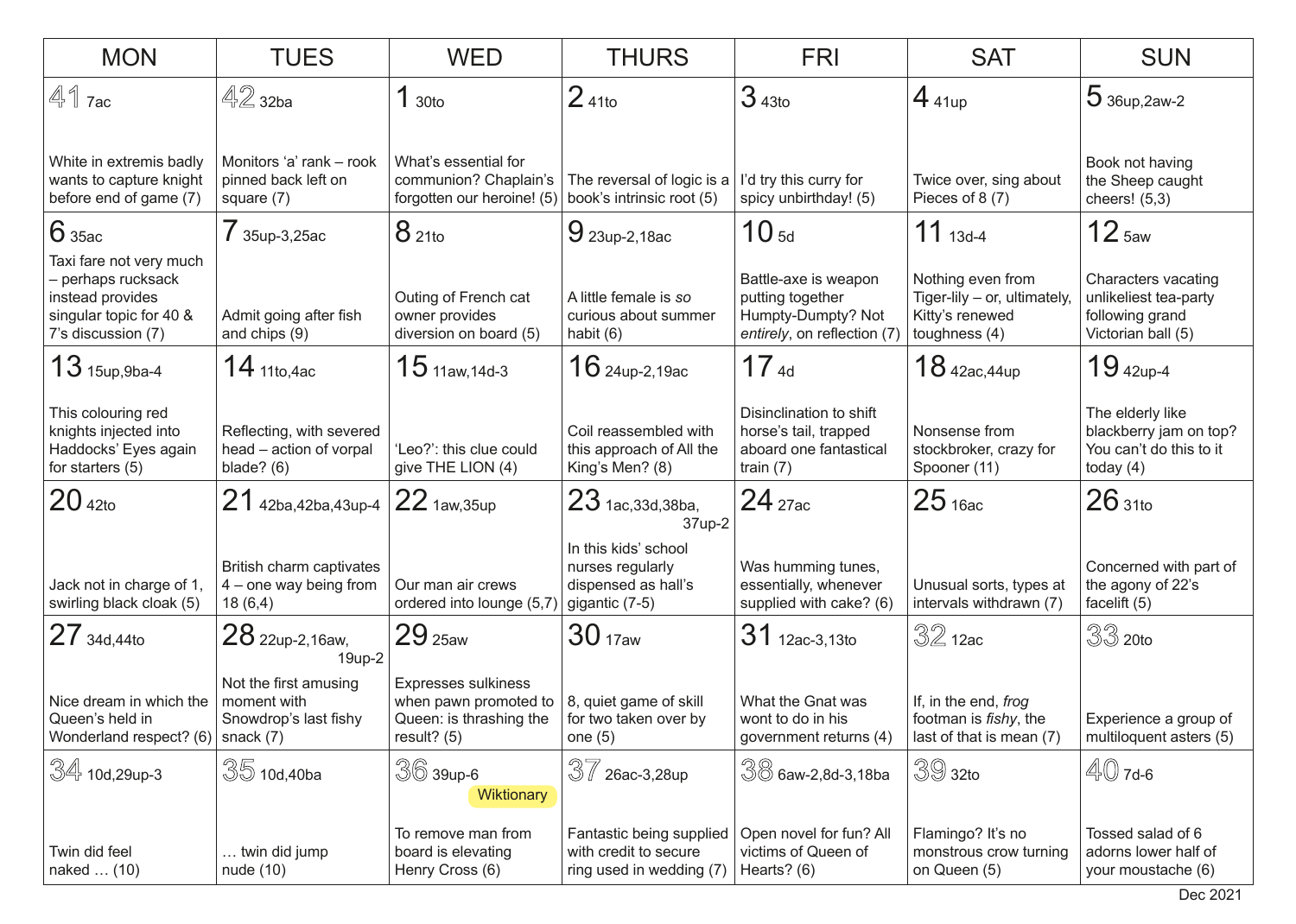| MON | TUES | WED | THURS | FRI | SAT | SUN |
|---|---|---|---|---|---|---|
| 41 7ac<br>White in extremis badly wants to capture knight before end of game (7) | 42 32ba<br>Monitors 'a' rank – rook pinned back left on square (7) | 1 30to<br>What's essential for communion? Chaplain's forgotten our heroine! (5) | 2 41to<br>The reversal of logic is a book's intrinsic root (5) | 3 43to<br>I'd try this curry for spicy unbirthday! (5) | 4 41up<br>Twice over, sing about Pieces of 8 (7) | 5 36up,2aw-2<br>Book not having the Sheep caught cheers! (5,3) |
| 6 35ac<br>Taxi fare not very much – perhaps rucksack instead provides singular topic for 40 & 7's discussion (7) | 7 35up-3,25ac<br>Admit going after fish and chips (9) | 8 21to<br>Outing of French cat owner provides diversion on board (5) | 9 23up-2,18ac<br>A little female is *so* curious about summer habit (6) | 10 5d<br>Battle-axe is weapon putting together Humpty-Dumpty? Not *entirely*, on reflection (7) | 11 13d-4<br>Nothing even from Tiger-lily – or, ultimately, Kitty's renewed toughness (4) | 12 5aw<br>Characters vacating unlikeliest tea-party following grand Victorian ball (5) |
| 13 15up,9ba-4<br>This colouring red knights injected into Haddocks' Eyes again for starters (5) | 14 11to,4ac<br>Reflecting, with severed head – action of vorpal blade? (6) | 15 11aw,14d-3<br>'Leo?': this clue could give THE LION (4) | 16 24up-2,19ac<br>Coil reassembled with this approach of All the King's Men? (8) | 17 4d<br>Disinclination to shift horse's tail, trapped aboard one fantastical train (7) | 18 42ac,44up<br>Nonsense from stockbroker, crazy for Spooner (11) | 19 42up-4<br>The elderly like blackberry jam on top? You can't do this to it today (4) |
| 20 42to<br>Jack not in charge of 1, swirling black cloak (5) | 21 42ba,42ba,43up-4<br>British charm captivates 4 – one way being from 18 (6,4) | 22 1aw,35up<br>Our man air crews ordered into lounge (5,7) | 23 1ac,33d,38ba, 37up-2<br>In this kids' school nurses regularly dispensed as hall's gigantic (7-5) | 24 27ac<br>Was humming tunes, essentially, whenever supplied with cake? (6) | 25 16ac<br>Unusual sorts, types at intervals withdrawn (7) | 26 31to<br>Concerned with part of the agony of 22's facelift (5) |
| 27 34d,44to<br>Nice dream in which the Queen's held in Wonderland respect? (6) | 28 22up-2,16aw, 19up-2<br>Not the first amusing moment with Snowdrop's last fishy snack (7) | 29 25aw<br>Expresses sulkiness when pawn promoted to Queen: is thrashing the result? (5) | 30 17aw<br>8, quiet game of skill for two taken over by one (5) | 31 12ac-3,13to<br>What the Gnat was wont to do in his government returns (4) | 32 12ac<br>If, in the end, *frog* footman is *fishy*, the last of that is mean (7) | 33 20to<br>Experience a group of multiloquent asters (5) |
| 34 10d,29up-3<br>Twin did feel naked … (10) | 35 10d,40ba<br>… twin did jump nude (10) | 36 39up-6<br>Wiktionary<br>To remove man from board is elevating Henry Cross (6) | 37 26ac-3,28up<br>Fantastic being supplied with credit to secure ring used in wedding (7) | 38 6aw-2,8d-3,18ba<br>Open novel for fun? All victims of Queen of Hearts? (6) | 39 32to<br>Flamingo? It's no monstrous crow turning on Queen (5) | 40 7d-6<br>Tossed salad of 6 adorns lower half of your moustache (6) |

Dec 2021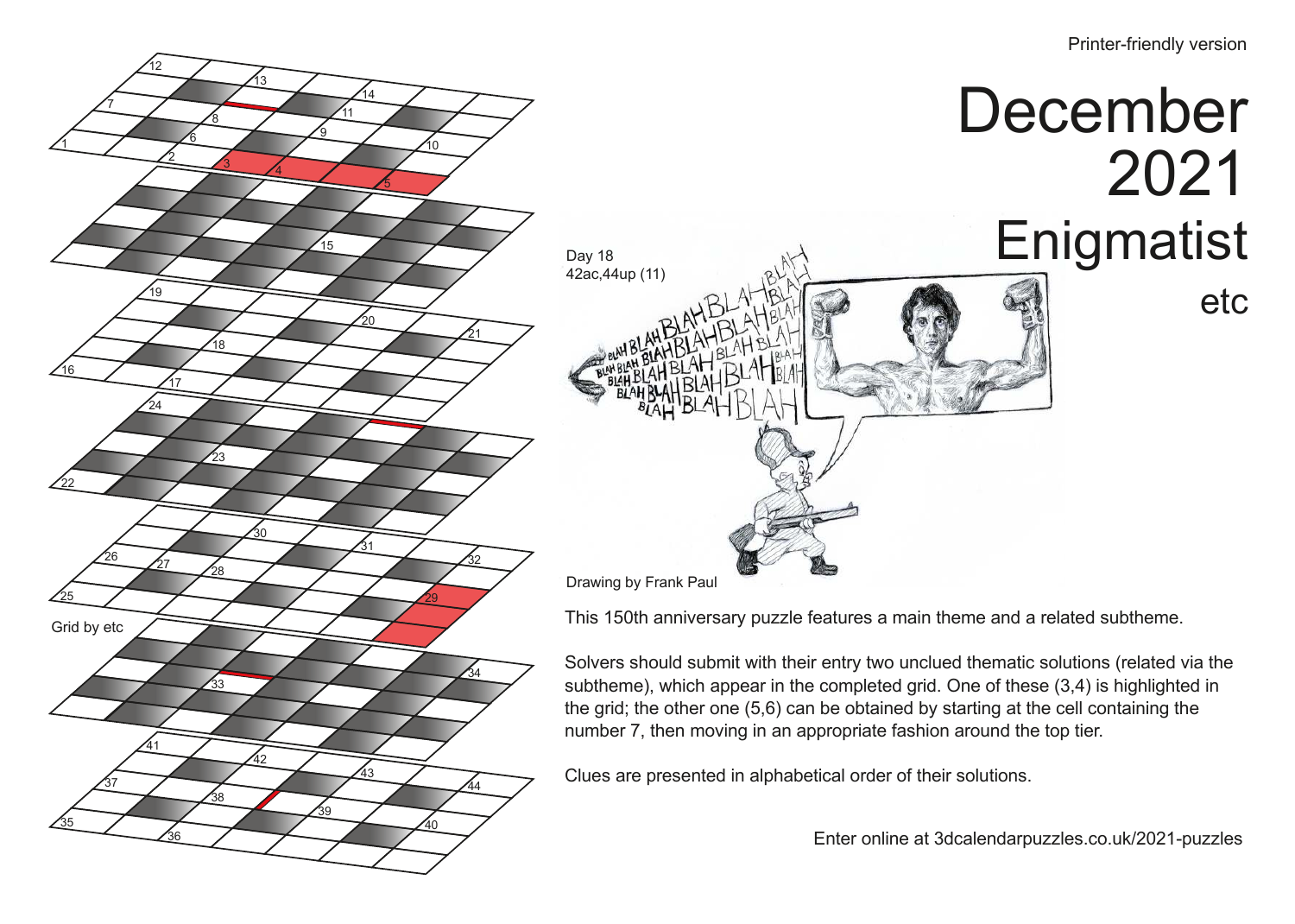Printer-friendly version

# December 2021 Enigmatist

etc

Day 18
42ac,44up (11)

Drawing by Frank Paul

Grid by etc

This 150th anniversary puzzle features a main theme and a related subtheme.

Solvers should submit with their entry two unclued thematic solutions (related via the subtheme), which appear in the completed grid. One of these (3,4) is highlighted in the grid; the other one (5,6) can be obtained by starting at the cell containing the number 7, then moving in an appropriate fashion around the top tier.

Clues are presented in alphabetical order of their solutions.

Enter online at 3dcalendarpuzzles.co.uk/2021-puzzles